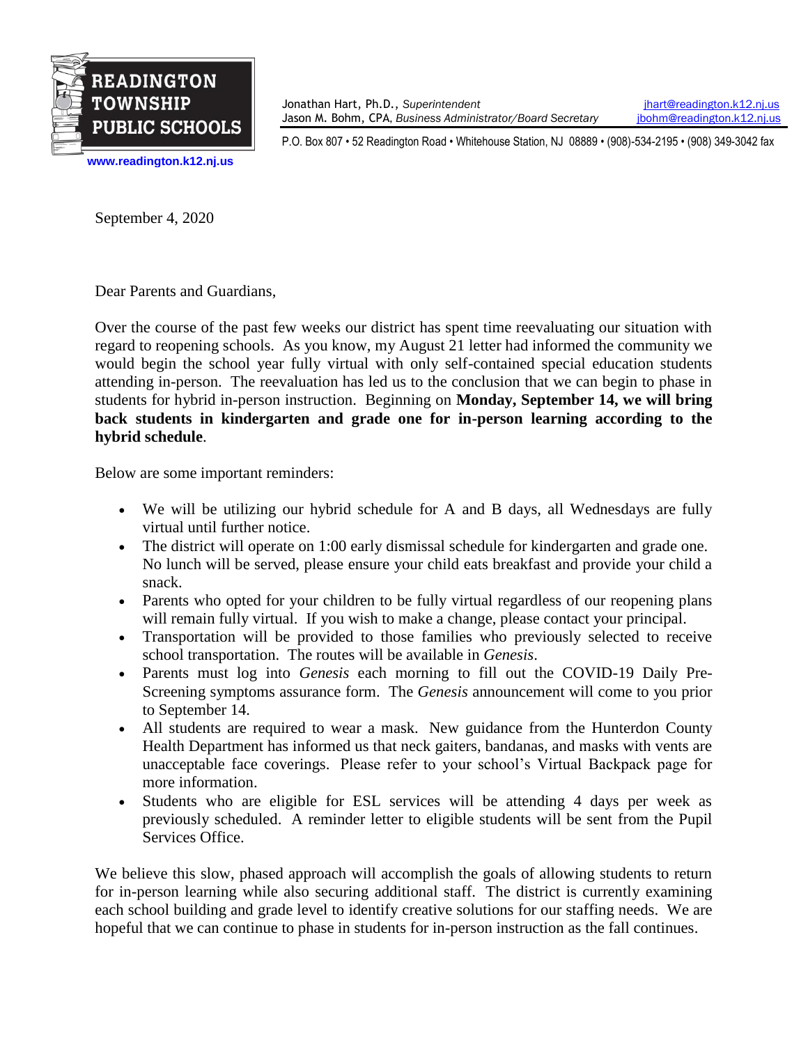**READINGTON TOWNSHIP PUBLIC SCHOOLS**

www.readington.k12.nj.us

Jonathan Hart, Ph.D., *Superintendent* — jhart@readington.k12.nj.us
Jason M. Bohm, CPA, *Business Administrator/Board Secretary* — jbohm@readington.k12.nj.us

P.O. Box 807 • 52 Readington Road • Whitehouse Station, NJ 08889 • (908)-534-2195 • (908) 349-3042 fax

September 4, 2020

Dear Parents and Guardians,

Over the course of the past few weeks our district has spent time reevaluating our situation with regard to reopening schools. As you know, my August 21 letter had informed the community we would begin the school year fully virtual with only self-contained special education students attending in-person. The reevaluation has led us to the conclusion that we can begin to phase in students for hybrid in-person instruction. Beginning on **Monday, September 14, we will bring back students in kindergarten and grade one for in-person learning according to the hybrid schedule**.

Below are some important reminders:

- We will be utilizing our hybrid schedule for A and B days, all Wednesdays are fully virtual until further notice.
- The district will operate on 1:00 early dismissal schedule for kindergarten and grade one. No lunch will be served, please ensure your child eats breakfast and provide your child a snack.
- Parents who opted for your children to be fully virtual regardless of our reopening plans will remain fully virtual. If you wish to make a change, please contact your principal.
- Transportation will be provided to those families who previously selected to receive school transportation. The routes will be available in *Genesis*.
- Parents must log into *Genesis* each morning to fill out the COVID-19 Daily Pre-Screening symptoms assurance form. The *Genesis* announcement will come to you prior to September 14.
- All students are required to wear a mask. New guidance from the Hunterdon County Health Department has informed us that neck gaiters, bandanas, and masks with vents are unacceptable face coverings. Please refer to your school's Virtual Backpack page for more information.
- Students who are eligible for ESL services will be attending 4 days per week as previously scheduled. A reminder letter to eligible students will be sent from the Pupil Services Office.

We believe this slow, phased approach will accomplish the goals of allowing students to return for in-person learning while also securing additional staff. The district is currently examining each school building and grade level to identify creative solutions for our staffing needs. We are hopeful that we can continue to phase in students for in-person instruction as the fall continues.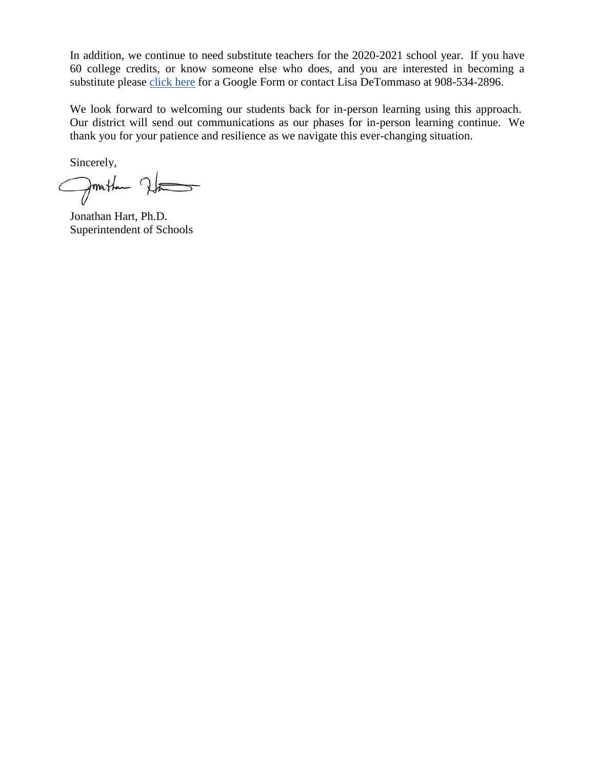In addition, we continue to need substitute teachers for the 2020-2021 school year. If you have 60 college credits, or know someone else who does, and you are interested in becoming a substitute please click here for a Google Form or contact Lisa DeTommaso at 908-534-2896.

We look forward to welcoming our students back for in-person learning using this approach. Our district will send out communications as our phases for in-person learning continue. We thank you for your patience and resilience as we navigate this ever-changing situation.

Sincerely,

Jonathan Hart, Ph.D.
Superintendent of Schools